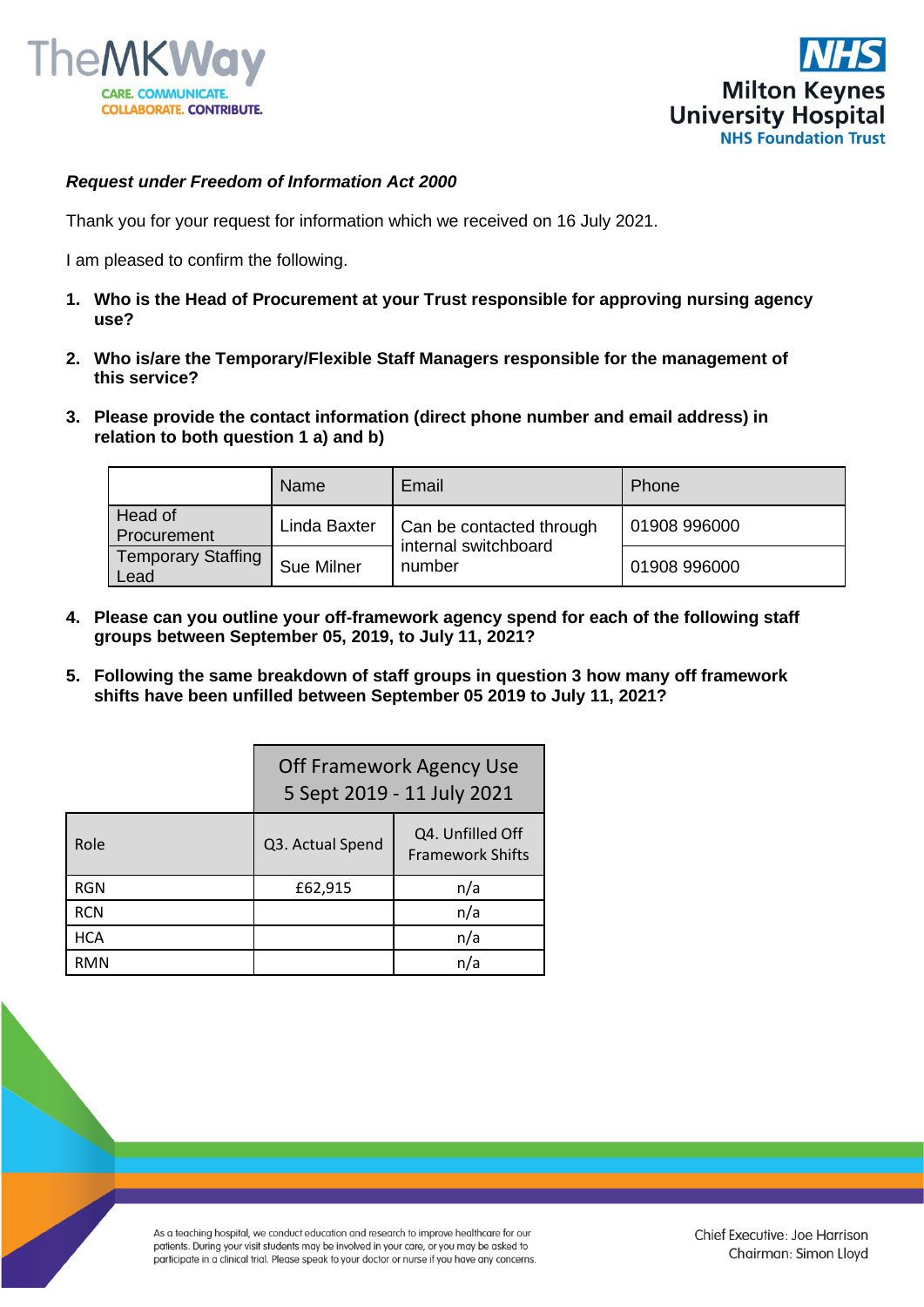***Request under Freedom of Information Act 2000***

Thank you for your request for information which we received on 16 July 2021.

I am pleased to confirm the following.

1. **Who is the Head of Procurement at your Trust responsible for approving nursing agency use?**

2. **Who is/are the Temporary/Flexible Staff Managers responsible for the management of this service?**

3. **Please provide the contact information (direct phone number and email address) in relation to both question 1 a) and b)**

| | Name | Email | Phone |
|---|---|---|---|
| Head of Procurement | Linda Baxter | Can be contacted through internal switchboard number | 01908 996000 |
| Temporary Staffing Lead | Sue Milner | | 01908 996000 |

4. **Please can you outline your off-framework agency spend for each of the following staff groups between September 05, 2019, to July 11, 2021?**

5. **Following the same breakdown of staff groups in question 3 how many off framework shifts have been unfilled between September 05 2019 to July 11, 2021?**

| | Off Framework Agency Use 5 Sept 2019 - 11 July 2021 | |
|---|---|---|
| Role | Q3. Actual Spend | Q4. Unfilled Off Framework Shifts |
| RGN | £62,915 | n/a |
| RCN | | n/a |
| HCA | | n/a |
| RMN | | n/a |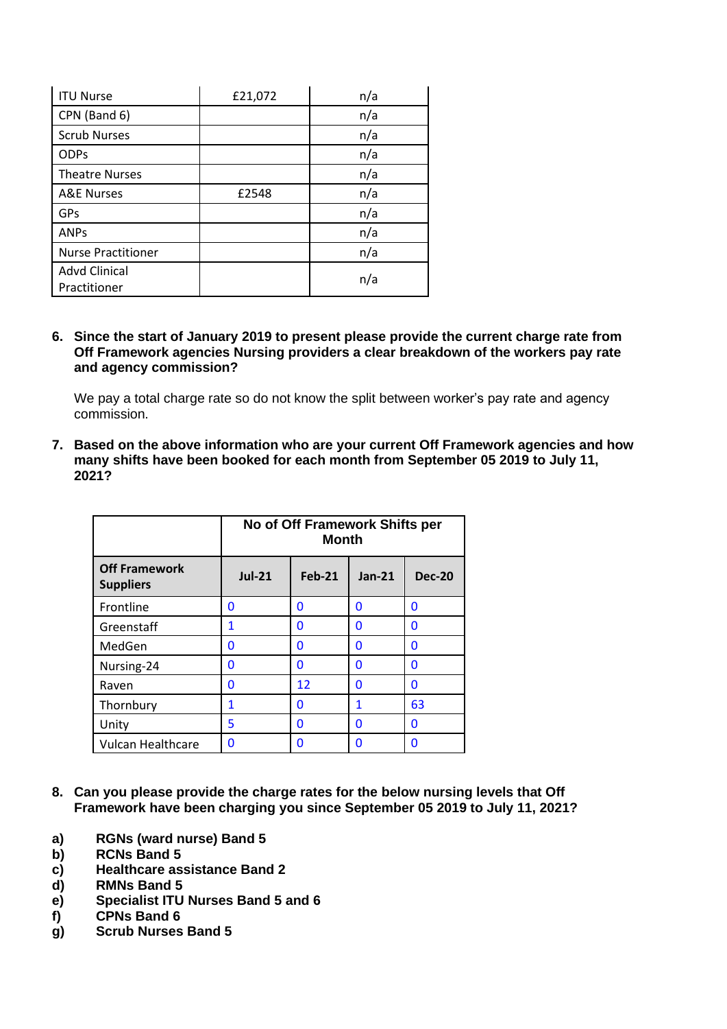| ITU Nurse | £21,072 | n/a |
|---|---|---|
| CPN (Band 6) | | n/a |
| Scrub Nurses | | n/a |
| ODPs | | n/a |
| Theatre Nurses | | n/a |
| A&E Nurses | £2548 | n/a |
| GPs | | n/a |
| ANPs | | n/a |
| Nurse Practitioner | | n/a |
| Advd Clinical Practitioner | | n/a |

6. **Since the start of January 2019 to present please provide the current charge rate from Off Framework agencies Nursing providers a clear breakdown of the workers pay rate and agency commission?**

   We pay a total charge rate so do not know the split between worker's pay rate and agency commission.

7. **Based on the above information who are your current Off Framework agencies and how many shifts have been booked for each month from September 05 2019 to July 11, 2021?**

| | No of Off Framework Shifts per Month | | | |
|---|---|---|---|---|
| **Off Framework Suppliers** | **Jul-21** | **Feb-21** | **Jan-21** | **Dec-20** |
| Frontline | 0 | 0 | 0 | 0 |
| Greenstaff | 1 | 0 | 0 | 0 |
| MedGen | 0 | 0 | 0 | 0 |
| Nursing-24 | 0 | 0 | 0 | 0 |
| Raven | 0 | 12 | 0 | 0 |
| Thornbury | 1 | 0 | 1 | 63 |
| Unity | 5 | 0 | 0 | 0 |
| Vulcan Healthcare | 0 | 0 | 0 | 0 |

8. **Can you please provide the charge rates for the below nursing levels that Off Framework have been charging you since September 05 2019 to July 11, 2021?**

**a) RGNs (ward nurse) Band 5**
**b) RCNs Band 5**
**c) Healthcare assistance Band 2**
**d) RMNs Band 5**
**e) Specialist ITU Nurses Band 5 and 6**
**f) CPNs Band 6**
**g) Scrub Nurses Band 5**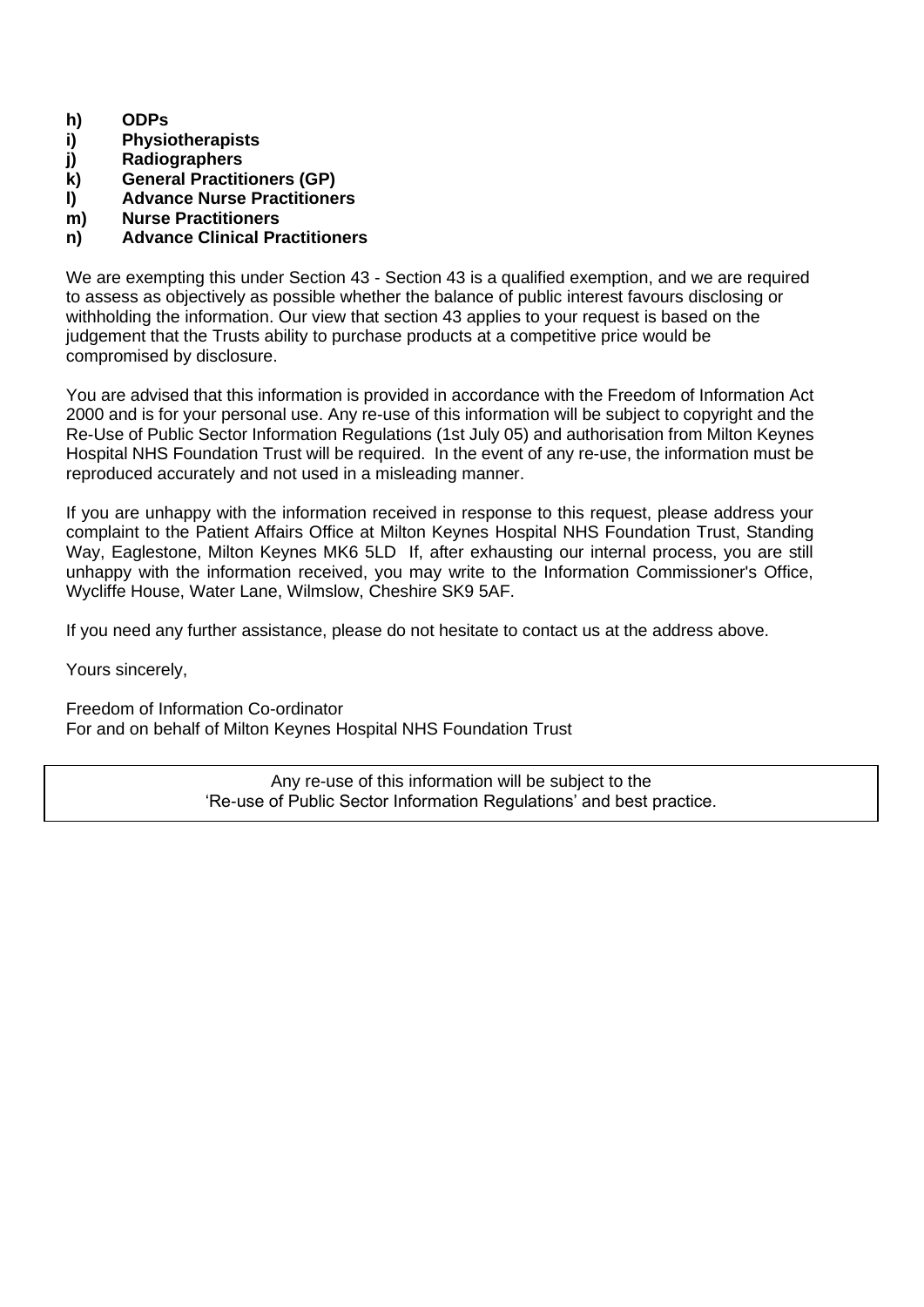- **h) ODPs**
- **i) Physiotherapists**
- **j) Radiographers**
- **k) General Practitioners (GP)**
- **l) Advance Nurse Practitioners**
- **m) Nurse Practitioners**
- **n) Advance Clinical Practitioners**

We are exempting this under Section 43 - Section 43 is a qualified exemption, and we are required to assess as objectively as possible whether the balance of public interest favours disclosing or withholding the information. Our view that section 43 applies to your request is based on the judgement that the Trusts ability to purchase products at a competitive price would be compromised by disclosure.

You are advised that this information is provided in accordance with the Freedom of Information Act 2000 and is for your personal use. Any re-use of this information will be subject to copyright and the Re-Use of Public Sector Information Regulations (1st July 05) and authorisation from Milton Keynes Hospital NHS Foundation Trust will be required. In the event of any re-use, the information must be reproduced accurately and not used in a misleading manner.

If you are unhappy with the information received in response to this request, please address your complaint to the Patient Affairs Office at Milton Keynes Hospital NHS Foundation Trust, Standing Way, Eaglestone, Milton Keynes MK6 5LD If, after exhausting our internal process, you are still unhappy with the information received, you may write to the Information Commissioner's Office, Wycliffe House, Water Lane, Wilmslow, Cheshire SK9 5AF.

If you need any further assistance, please do not hesitate to contact us at the address above.

Yours sincerely,

Freedom of Information Co-ordinator
For and on behalf of Milton Keynes Hospital NHS Foundation Trust

Any re-use of this information will be subject to the
'Re-use of Public Sector Information Regulations' and best practice.